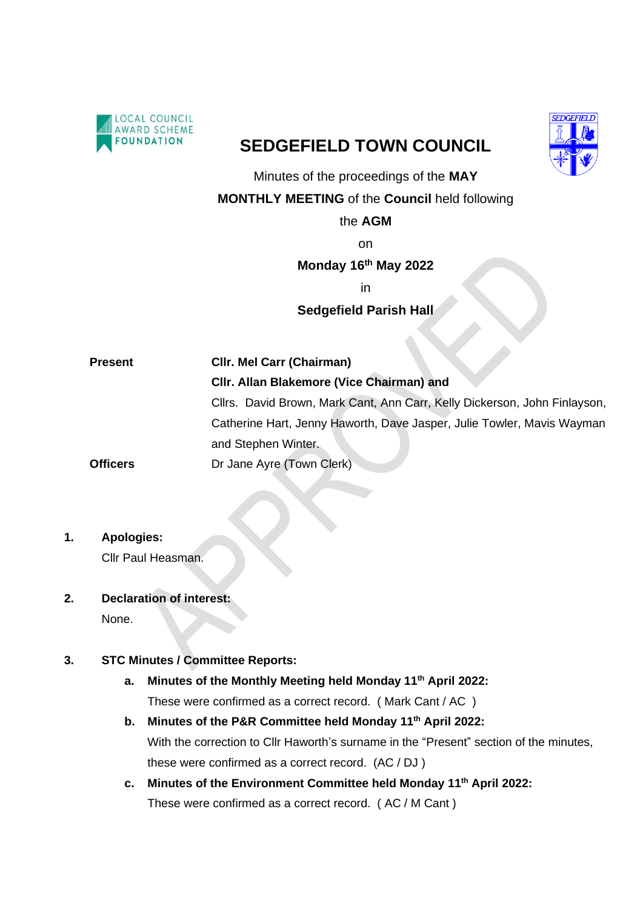# SEDGEFIELD TOWN COUNCIL

Minutes of the proceedings of the **MAY MONTHLY MEETING** of the **Council** held following the **AGM**

on

**Monday 16th May 2022**

in

**Sedgefield Parish Hall**

| | |
|---|---|
| **Present** | **Cllr. Mel Carr (Chairman)** |
| | **Cllr. Allan Blakemore (Vice Chairman) and** |
| | Cllrs. David Brown, Mark Cant, Ann Carr, Kelly Dickerson, John Finlayson, Catherine Hart, Jenny Haworth, Dave Jasper, Julie Towler, Mavis Wayman and Stephen Winter. |
| **Officers** | Dr Jane Ayre (Town Clerk) |

**1. Apologies:**

Cllr Paul Heasman.

**2. Declaration of interest:**

None.

**3. STC Minutes / Committee Reports:**

**a. Minutes of the Monthly Meeting held Monday 11th April 2022:**

These were confirmed as a correct record. ( Mark Cant / AC )

**b. Minutes of the P&R Committee held Monday 11th April 2022:**

With the correction to Cllr Haworth's surname in the "Present" section of the minutes, these were confirmed as a correct record. (AC / DJ )

**c. Minutes of the Environment Committee held Monday 11th April 2022:**

These were confirmed as a correct record. ( AC / M Cant )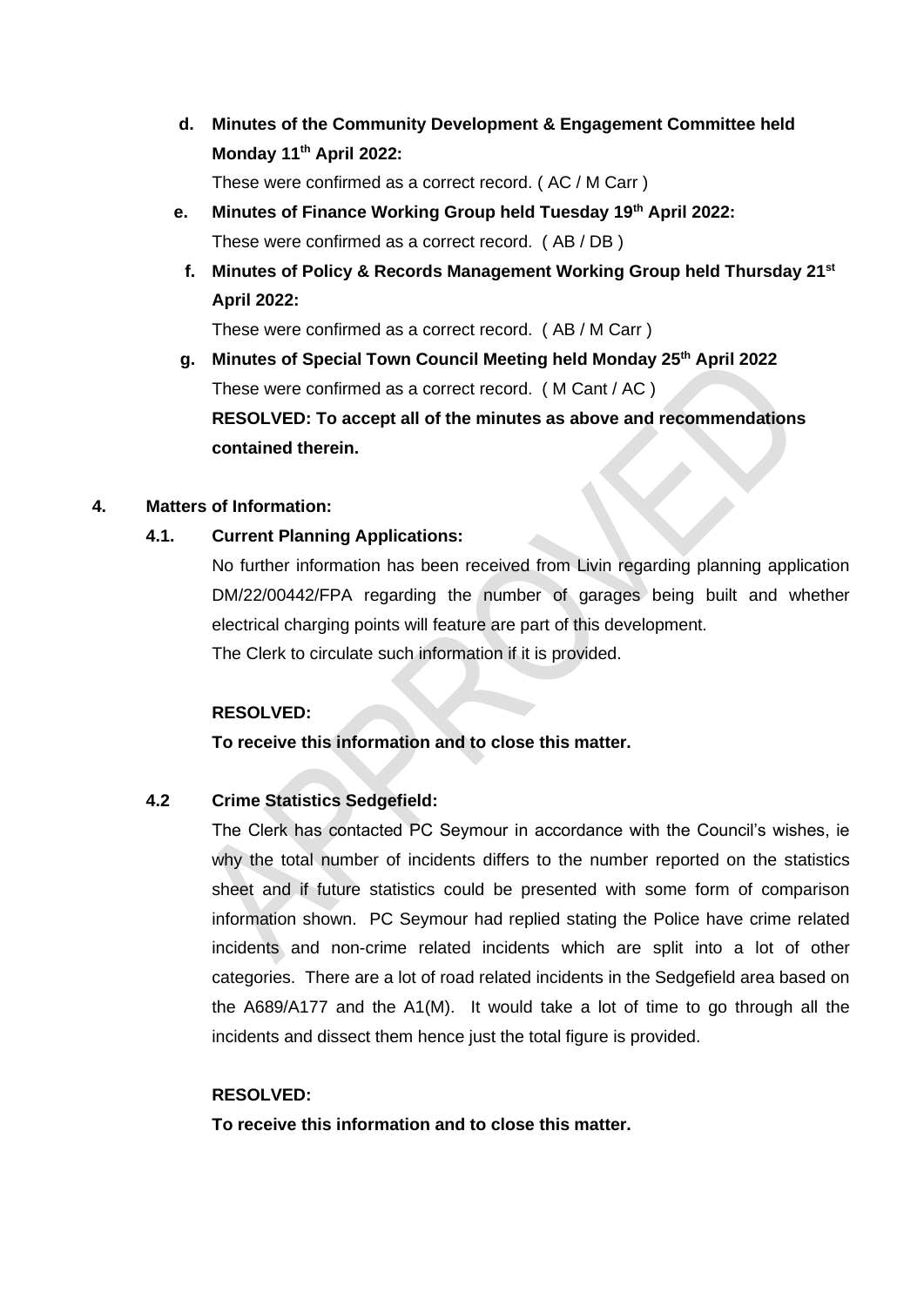**d. Minutes of the Community Development & Engagement Committee held Monday 11th April 2022:**

These were confirmed as a correct record. ( AC / M Carr )

**e. Minutes of Finance Working Group held Tuesday 19th April 2022:**

These were confirmed as a correct record. ( AB / DB )

**f. Minutes of Policy & Records Management Working Group held Thursday 21st April 2022:**

These were confirmed as a correct record. ( AB / M Carr )

**g. Minutes of Special Town Council Meeting held Monday 25th April 2022**

These were confirmed as a correct record. ( M Cant / AC )

**RESOLVED: To accept all of the minutes as above and recommendations contained therein.**

## 4. Matters of Information:

### 4.1. Current Planning Applications:

No further information has been received from Livin regarding planning application DM/22/00442/FPA regarding the number of garages being built and whether electrical charging points will feature are part of this development.

The Clerk to circulate such information if it is provided.

**RESOLVED:**

**To receive this information and to close this matter.**

### 4.2 Crime Statistics Sedgefield:

The Clerk has contacted PC Seymour in accordance with the Council's wishes, ie why the total number of incidents differs to the number reported on the statistics sheet and if future statistics could be presented with some form of comparison information shown. PC Seymour had replied stating the Police have crime related incidents and non-crime related incidents which are split into a lot of other categories. There are a lot of road related incidents in the Sedgefield area based on the A689/A177 and the A1(M). It would take a lot of time to go through all the incidents and dissect them hence just the total figure is provided.

**RESOLVED:**

**To receive this information and to close this matter.**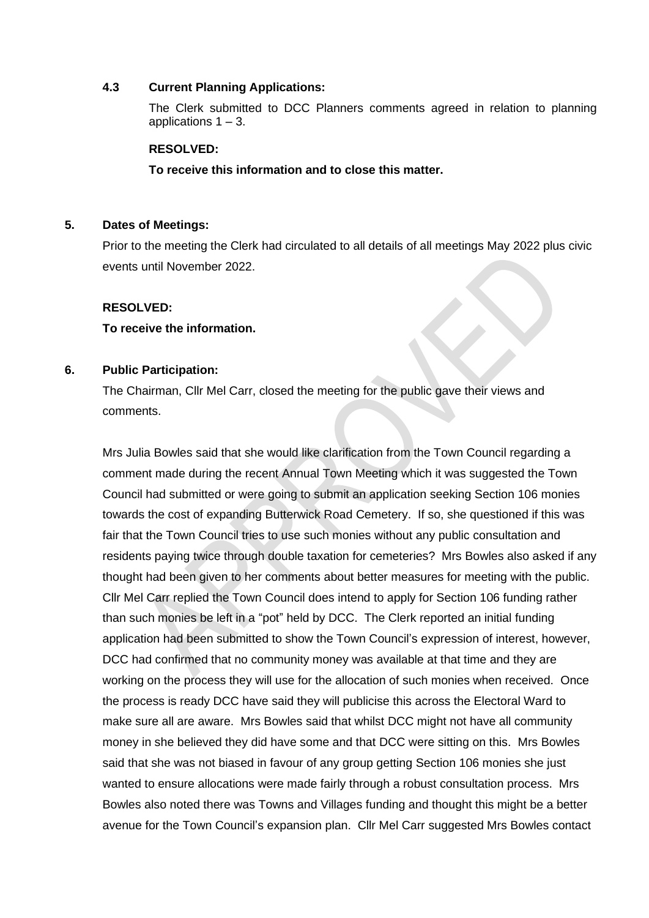### 4.3 Current Planning Applications:

The Clerk submitted to DCC Planners comments agreed in relation to planning applications 1 – 3.

**RESOLVED:**

**To receive this information and to close this matter.**

## 5. Dates of Meetings:

Prior to the meeting the Clerk had circulated to all details of all meetings May 2022 plus civic events until November 2022.

**RESOLVED:**

**To receive the information.**

## 6. Public Participation:

The Chairman, Cllr Mel Carr, closed the meeting for the public gave their views and comments.

Mrs Julia Bowles said that she would like clarification from the Town Council regarding a comment made during the recent Annual Town Meeting which it was suggested the Town Council had submitted or were going to submit an application seeking Section 106 monies towards the cost of expanding Butterwick Road Cemetery. If so, she questioned if this was fair that the Town Council tries to use such monies without any public consultation and residents paying twice through double taxation for cemeteries? Mrs Bowles also asked if any thought had been given to her comments about better measures for meeting with the public. Cllr Mel Carr replied the Town Council does intend to apply for Section 106 funding rather than such monies be left in a "pot" held by DCC. The Clerk reported an initial funding application had been submitted to show the Town Council's expression of interest, however, DCC had confirmed that no community money was available at that time and they are working on the process they will use for the allocation of such monies when received. Once the process is ready DCC have said they will publicise this across the Electoral Ward to make sure all are aware. Mrs Bowles said that whilst DCC might not have all community money in she believed they did have some and that DCC were sitting on this. Mrs Bowles said that she was not biased in favour of any group getting Section 106 monies she just wanted to ensure allocations were made fairly through a robust consultation process. Mrs Bowles also noted there was Towns and Villages funding and thought this might be a better avenue for the Town Council's expansion plan. Cllr Mel Carr suggested Mrs Bowles contact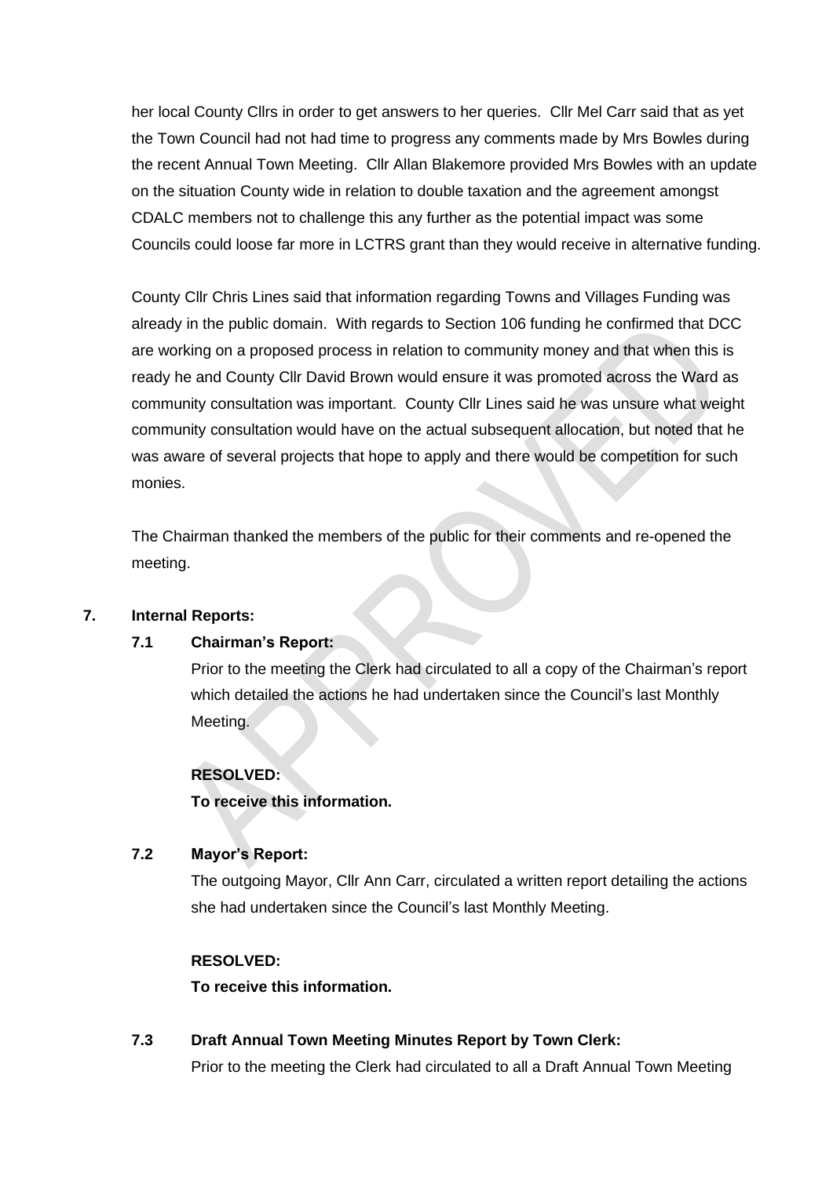her local County Cllrs in order to get answers to her queries. Cllr Mel Carr said that as yet the Town Council had not had time to progress any comments made by Mrs Bowles during the recent Annual Town Meeting. Cllr Allan Blakemore provided Mrs Bowles with an update on the situation County wide in relation to double taxation and the agreement amongst CDALC members not to challenge this any further as the potential impact was some Councils could loose far more in LCTRS grant than they would receive in alternative funding.

County Cllr Chris Lines said that information regarding Towns and Villages Funding was already in the public domain. With regards to Section 106 funding he confirmed that DCC are working on a proposed process in relation to community money and that when this is ready he and County Cllr David Brown would ensure it was promoted across the Ward as community consultation was important. County Cllr Lines said he was unsure what weight community consultation would have on the actual subsequent allocation, but noted that he was aware of several projects that hope to apply and there would be competition for such monies.

The Chairman thanked the members of the public for their comments and re-opened the meeting.

**7. Internal Reports:**

**7.1 Chairman's Report:**

Prior to the meeting the Clerk had circulated to all a copy of the Chairman's report which detailed the actions he had undertaken since the Council's last Monthly Meeting.

**RESOLVED:**
**To receive this information.**

**7.2 Mayor's Report:**

The outgoing Mayor, Cllr Ann Carr, circulated a written report detailing the actions she had undertaken since the Council's last Monthly Meeting.

**RESOLVED:**
**To receive this information.**

**7.3 Draft Annual Town Meeting Minutes Report by Town Clerk:**

Prior to the meeting the Clerk had circulated to all a Draft Annual Town Meeting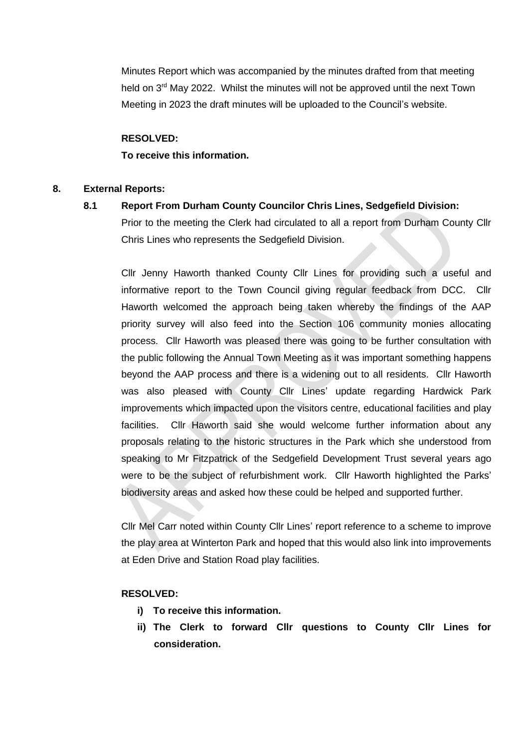Minutes Report which was accompanied by the minutes drafted from that meeting held on 3rd May 2022. Whilst the minutes will not be approved until the next Town Meeting in 2023 the draft minutes will be uploaded to the Council's website.

**RESOLVED:**
**To receive this information.**

## 8. External Reports:

### 8.1 Report From Durham County Councilor Chris Lines, Sedgefield Division:

Prior to the meeting the Clerk had circulated to all a report from Durham County Cllr Chris Lines who represents the Sedgefield Division.

Cllr Jenny Haworth thanked County Cllr Lines for providing such a useful and informative report to the Town Council giving regular feedback from DCC. Cllr Haworth welcomed the approach being taken whereby the findings of the AAP priority survey will also feed into the Section 106 community monies allocating process. Cllr Haworth was pleased there was going to be further consultation with the public following the Annual Town Meeting as it was important something happens beyond the AAP process and there is a widening out to all residents. Cllr Haworth was also pleased with County Cllr Lines' update regarding Hardwick Park improvements which impacted upon the visitors centre, educational facilities and play facilities. Cllr Haworth said she would welcome further information about any proposals relating to the historic structures in the Park which she understood from speaking to Mr Fitzpatrick of the Sedgefield Development Trust several years ago were to be the subject of refurbishment work. Cllr Haworth highlighted the Parks' biodiversity areas and asked how these could be helped and supported further.

Cllr Mel Carr noted within County Cllr Lines' report reference to a scheme to improve the play area at Winterton Park and hoped that this would also link into improvements at Eden Drive and Station Road play facilities.

**RESOLVED:**

- **i) To receive this information.**
- **ii) The Clerk to forward Cllr questions to County Cllr Lines for consideration.**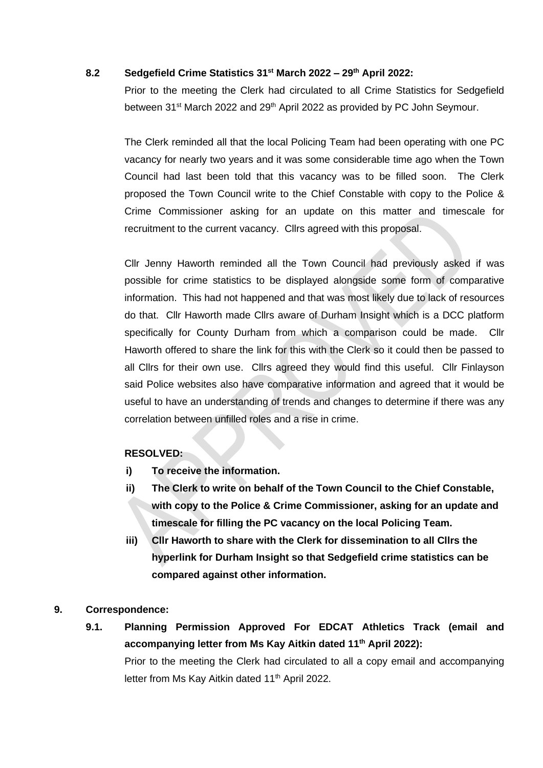**8.2 Sedgefield Crime Statistics 31st March 2022 – 29th April 2022:**

Prior to the meeting the Clerk had circulated to all Crime Statistics for Sedgefield between 31st March 2022 and 29th April 2022 as provided by PC John Seymour.

The Clerk reminded all that the local Policing Team had been operating with one PC vacancy for nearly two years and it was some considerable time ago when the Town Council had last been told that this vacancy was to be filled soon. The Clerk proposed the Town Council write to the Chief Constable with copy to the Police & Crime Commissioner asking for an update on this matter and timescale for recruitment to the current vacancy. Cllrs agreed with this proposal.

Cllr Jenny Haworth reminded all the Town Council had previously asked if was possible for crime statistics to be displayed alongside some form of comparative information. This had not happened and that was most likely due to lack of resources do that. Cllr Haworth made Cllrs aware of Durham Insight which is a DCC platform specifically for County Durham from which a comparison could be made. Cllr Haworth offered to share the link for this with the Clerk so it could then be passed to all Cllrs for their own use. Cllrs agreed they would find this useful. Cllr Finlayson said Police websites also have comparative information and agreed that it would be useful to have an understanding of trends and changes to determine if there was any correlation between unfilled roles and a rise in crime.

**RESOLVED:**

- **i) To receive the information.**
- **ii) The Clerk to write on behalf of the Town Council to the Chief Constable, with copy to the Police & Crime Commissioner, asking for an update and timescale for filling the PC vacancy on the local Policing Team.**
- **iii) Cllr Haworth to share with the Clerk for dissemination to all Cllrs the hyperlink for Durham Insight so that Sedgefield crime statistics can be compared against other information.**

## 9. Correspondence:

**9.1. Planning Permission Approved For EDCAT Athletics Track (email and accompanying letter from Ms Kay Aitkin dated 11th April 2022):**

Prior to the meeting the Clerk had circulated to all a copy email and accompanying letter from Ms Kay Aitkin dated 11th April 2022.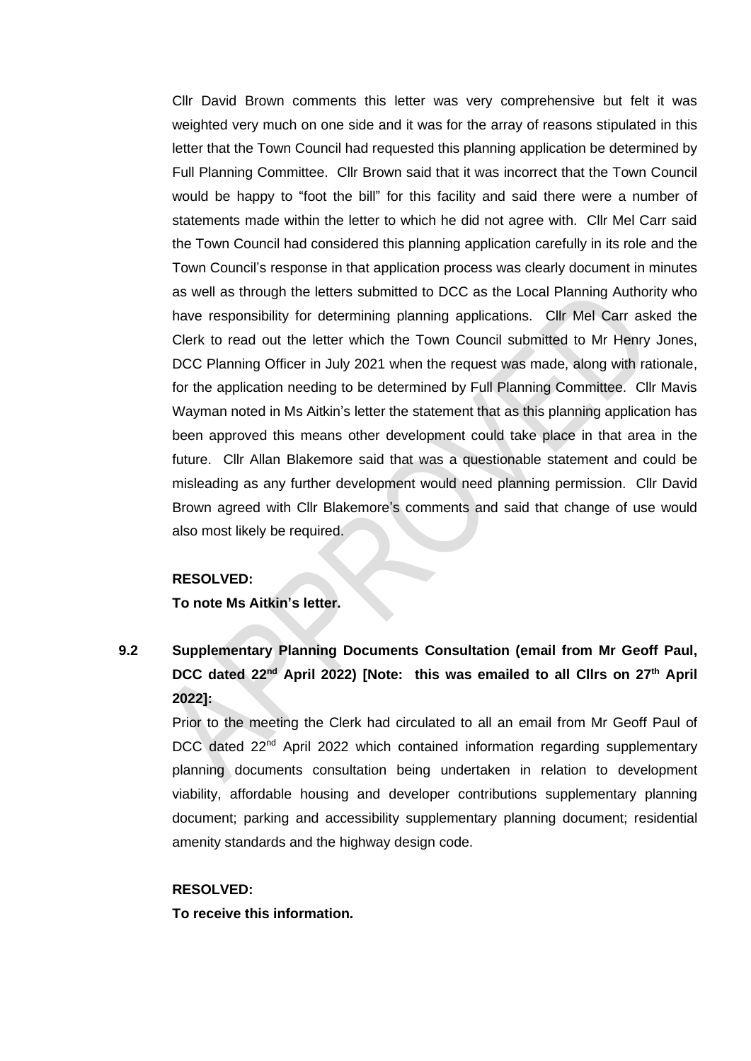Cllr David Brown comments this letter was very comprehensive but felt it was weighted very much on one side and it was for the array of reasons stipulated in this letter that the Town Council had requested this planning application be determined by Full Planning Committee. Cllr Brown said that it was incorrect that the Town Council would be happy to "foot the bill" for this facility and said there were a number of statements made within the letter to which he did not agree with. Cllr Mel Carr said the Town Council had considered this planning application carefully in its role and the Town Council's response in that application process was clearly document in minutes as well as through the letters submitted to DCC as the Local Planning Authority who have responsibility for determining planning applications. Cllr Mel Carr asked the Clerk to read out the letter which the Town Council submitted to Mr Henry Jones, DCC Planning Officer in July 2021 when the request was made, along with rationale, for the application needing to be determined by Full Planning Committee. Cllr Mavis Wayman noted in Ms Aitkin's letter the statement that as this planning application has been approved this means other development could take place in that area in the future. Cllr Allan Blakemore said that was a questionable statement and could be misleading as any further development would need planning permission. Cllr David Brown agreed with Cllr Blakemore's comments and said that change of use would also most likely be required.

**RESOLVED:**
**To note Ms Aitkin's letter.**

**9.2 Supplementary Planning Documents Consultation (email from Mr Geoff Paul, DCC dated 22nd April 2022) [Note: this was emailed to all Cllrs on 27th April 2022]:**

Prior to the meeting the Clerk had circulated to all an email from Mr Geoff Paul of DCC dated 22nd April 2022 which contained information regarding supplementary planning documents consultation being undertaken in relation to development viability, affordable housing and developer contributions supplementary planning document; parking and accessibility supplementary planning document; residential amenity standards and the highway design code.

**RESOLVED:**
**To receive this information.**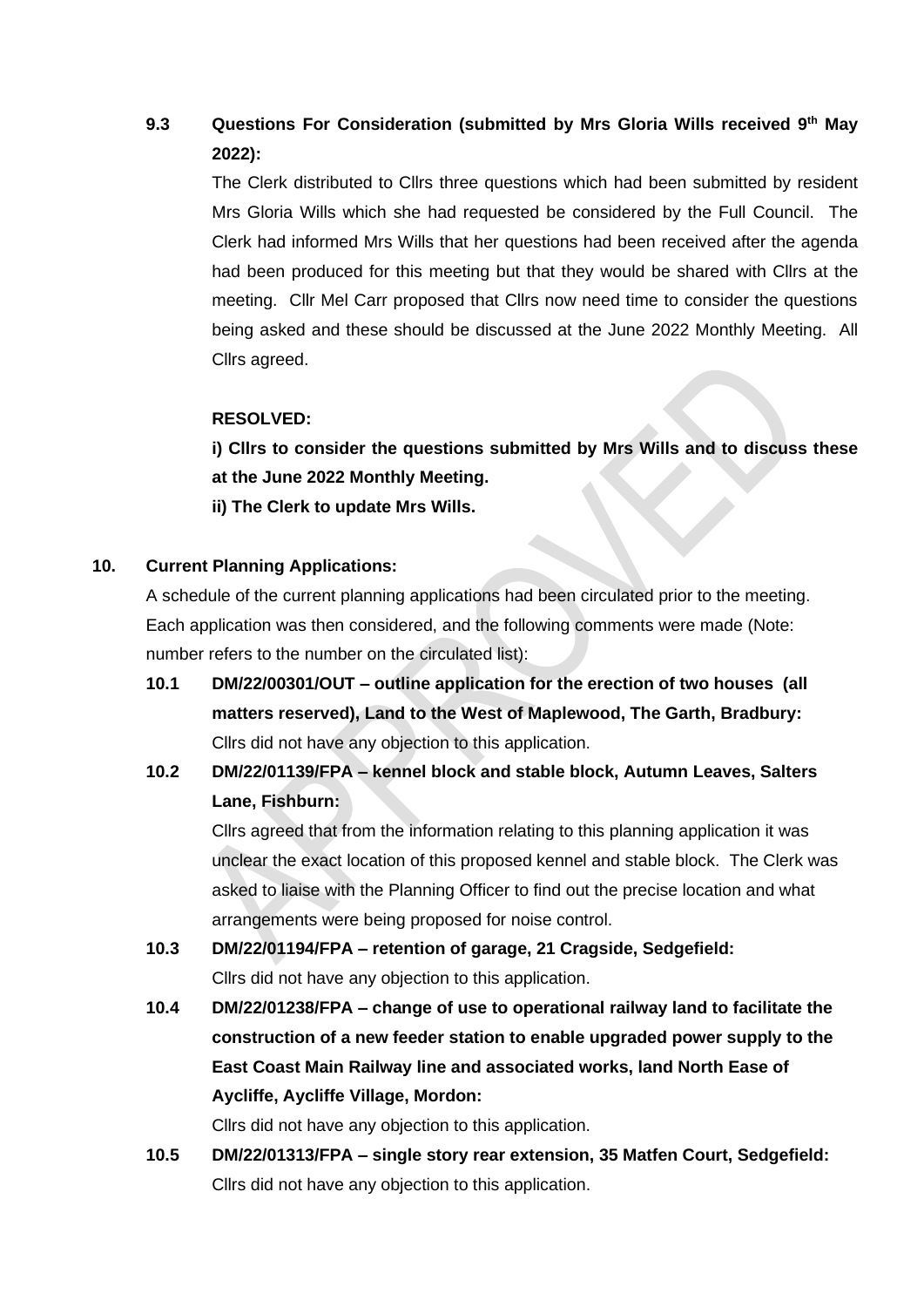**9.3 Questions For Consideration (submitted by Mrs Gloria Wills received 9th May 2022):**

The Clerk distributed to Cllrs three questions which had been submitted by resident Mrs Gloria Wills which she had requested be considered by the Full Council. The Clerk had informed Mrs Wills that her questions had been received after the agenda had been produced for this meeting but that they would be shared with Cllrs at the meeting. Cllr Mel Carr proposed that Cllrs now need time to consider the questions being asked and these should be discussed at the June 2022 Monthly Meeting. All Cllrs agreed.

**RESOLVED:**

**i) Cllrs to consider the questions submitted by Mrs Wills and to discuss these at the June 2022 Monthly Meeting.**

**ii) The Clerk to update Mrs Wills.**

**10. Current Planning Applications:**

A schedule of the current planning applications had been circulated prior to the meeting. Each application was then considered, and the following comments were made (Note: number refers to the number on the circulated list):

**10.1 DM/22/00301/OUT – outline application for the erection of two houses (all matters reserved), Land to the West of Maplewood, The Garth, Bradbury:**

Cllrs did not have any objection to this application.

**10.2 DM/22/01139/FPA – kennel block and stable block, Autumn Leaves, Salters Lane, Fishburn:**

Cllrs agreed that from the information relating to this planning application it was unclear the exact location of this proposed kennel and stable block. The Clerk was asked to liaise with the Planning Officer to find out the precise location and what arrangements were being proposed for noise control.

**10.3 DM/22/01194/FPA – retention of garage, 21 Cragside, Sedgefield:**

Cllrs did not have any objection to this application.

**10.4 DM/22/01238/FPA – change of use to operational railway land to facilitate the construction of a new feeder station to enable upgraded power supply to the East Coast Main Railway line and associated works, land North Ease of Aycliffe, Aycliffe Village, Mordon:**

Cllrs did not have any objection to this application.

**10.5 DM/22/01313/FPA – single story rear extension, 35 Matfen Court, Sedgefield:**

Cllrs did not have any objection to this application.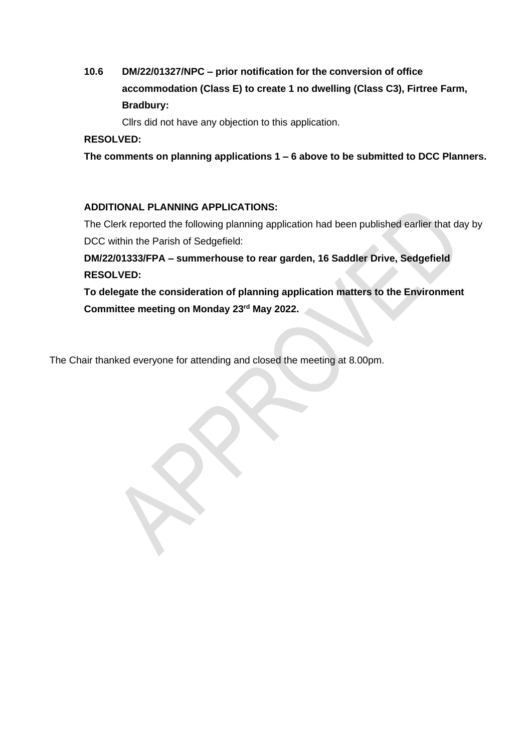**10.6 DM/22/01327/NPC – prior notification for the conversion of office accommodation (Class E) to create 1 no dwelling (Class C3), Firtree Farm, Bradbury:**

Cllrs did not have any objection to this application.

**RESOLVED:**

**The comments on planning applications 1 – 6 above to be submitted to DCC Planners.**

**ADDITIONAL PLANNING APPLICATIONS:**

The Clerk reported the following planning application had been published earlier that day by DCC within the Parish of Sedgefield:

**DM/22/01333/FPA – summerhouse to rear garden, 16 Saddler Drive, Sedgefield**

**RESOLVED:**

**To delegate the consideration of planning application matters to the Environment Committee meeting on Monday 23rd May 2022.**

The Chair thanked everyone for attending and closed the meeting at 8.00pm.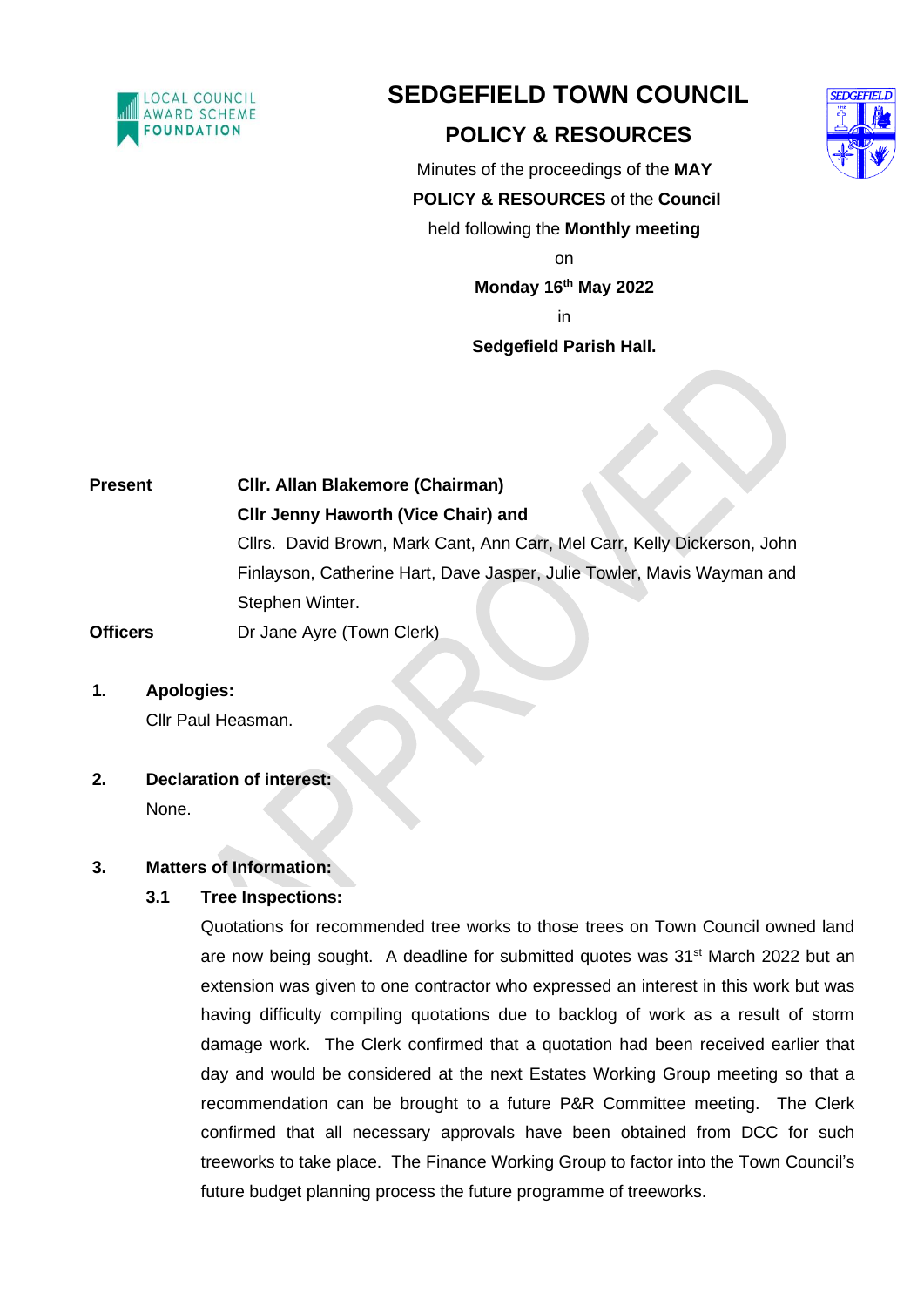# SEDGEFIELD TOWN COUNCIL

## POLICY & RESOURCES

Minutes of the proceedings of the **MAY POLICY & RESOURCES** of the **Council** held following the **Monthly meeting**

on

**Monday 16th May 2022**

in

**Sedgefield Parish Hall.**

| | |
|---|---|
| **Present** | **Cllr. Allan Blakemore (Chairman)** |
| | **Cllr Jenny Haworth (Vice Chair) and** |
| | Cllrs. David Brown, Mark Cant, Ann Carr, Mel Carr, Kelly Dickerson, John Finlayson, Catherine Hart, Dave Jasper, Julie Towler, Mavis Wayman and Stephen Winter. |
| **Officers** | Dr Jane Ayre (Town Clerk) |

**1. Apologies:**

Cllr Paul Heasman.

**2. Declaration of interest:**

None.

**3. Matters of Information:**

**3.1 Tree Inspections:**

Quotations for recommended tree works to those trees on Town Council owned land are now being sought. A deadline for submitted quotes was 31st March 2022 but an extension was given to one contractor who expressed an interest in this work but was having difficulty compiling quotations due to backlog of work as a result of storm damage work. The Clerk confirmed that a quotation had been received earlier that day and would be considered at the next Estates Working Group meeting so that a recommendation can be brought to a future P&R Committee meeting. The Clerk confirmed that all necessary approvals have been obtained from DCC for such treeworks to take place. The Finance Working Group to factor into the Town Council's future budget planning process the future programme of treeworks.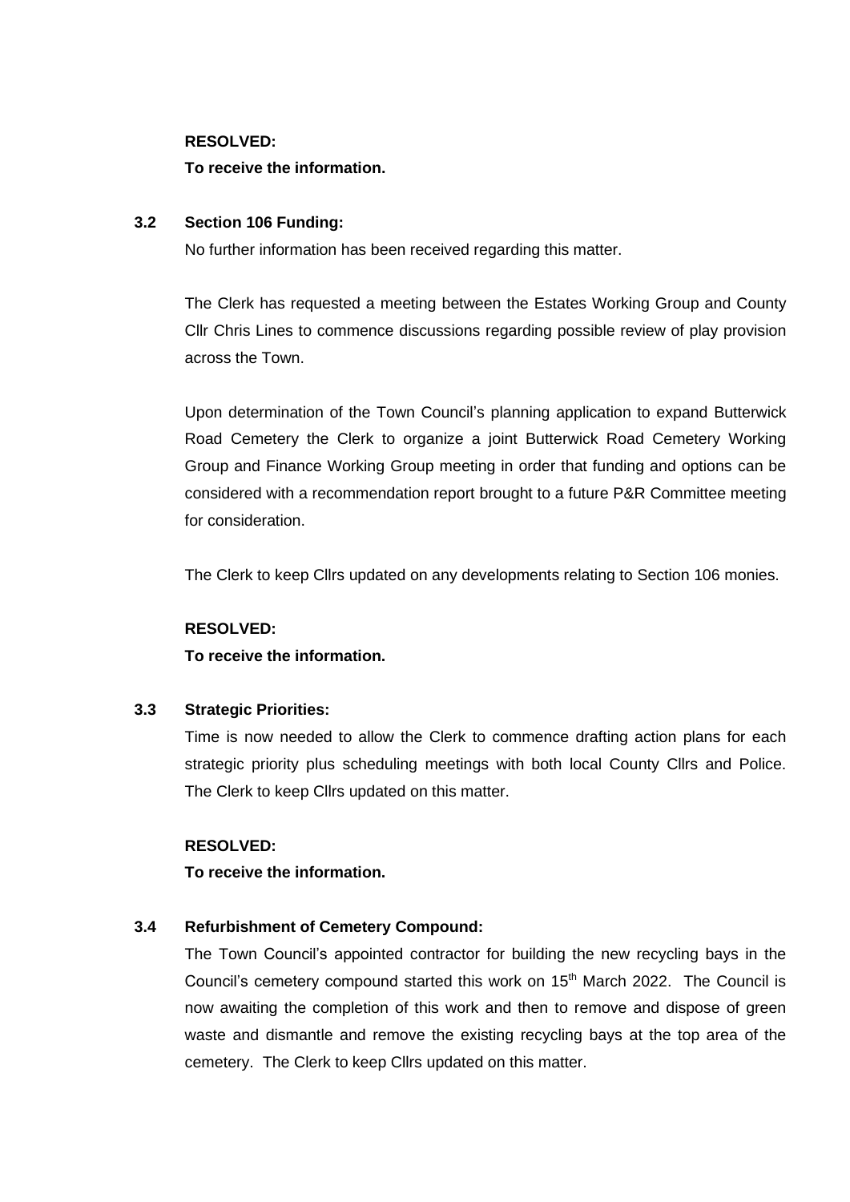**RESOLVED:**
**To receive the information.**

**3.2 Section 106 Funding:**

No further information has been received regarding this matter.

The Clerk has requested a meeting between the Estates Working Group and County Cllr Chris Lines to commence discussions regarding possible review of play provision across the Town.

Upon determination of the Town Council's planning application to expand Butterwick Road Cemetery the Clerk to organize a joint Butterwick Road Cemetery Working Group and Finance Working Group meeting in order that funding and options can be considered with a recommendation report brought to a future P&R Committee meeting for consideration.

The Clerk to keep Cllrs updated on any developments relating to Section 106 monies.

**RESOLVED:**
**To receive the information.**

**3.3 Strategic Priorities:**

Time is now needed to allow the Clerk to commence drafting action plans for each strategic priority plus scheduling meetings with both local County Cllrs and Police. The Clerk to keep Cllrs updated on this matter.

**RESOLVED:**
**To receive the information.**

**3.4 Refurbishment of Cemetery Compound:**

The Town Council's appointed contractor for building the new recycling bays in the Council's cemetery compound started this work on 15th March 2022. The Council is now awaiting the completion of this work and then to remove and dispose of green waste and dismantle and remove the existing recycling bays at the top area of the cemetery. The Clerk to keep Cllrs updated on this matter.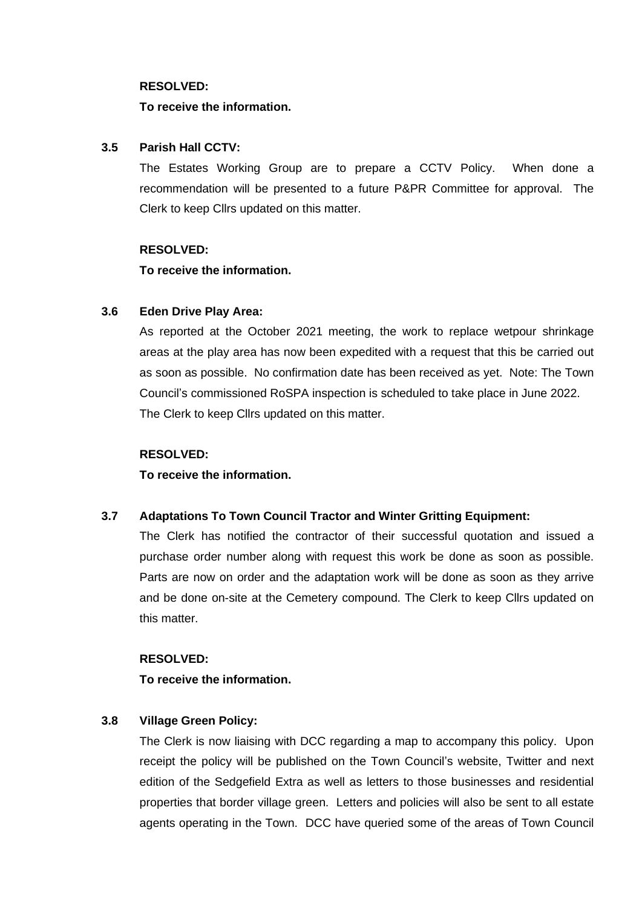**RESOLVED:**

**To receive the information.**

**3.5 Parish Hall CCTV:**

The Estates Working Group are to prepare a CCTV Policy. When done a recommendation will be presented to a future P&PR Committee for approval. The Clerk to keep Cllrs updated on this matter.

**RESOLVED:**

**To receive the information.**

**3.6 Eden Drive Play Area:**

As reported at the October 2021 meeting, the work to replace wetpour shrinkage areas at the play area has now been expedited with a request that this be carried out as soon as possible. No confirmation date has been received as yet. Note: The Town Council's commissioned RoSPA inspection is scheduled to take place in June 2022. The Clerk to keep Cllrs updated on this matter.

**RESOLVED:**

**To receive the information.**

**3.7 Adaptations To Town Council Tractor and Winter Gritting Equipment:**

The Clerk has notified the contractor of their successful quotation and issued a purchase order number along with request this work be done as soon as possible. Parts are now on order and the adaptation work will be done as soon as they arrive and be done on-site at the Cemetery compound. The Clerk to keep Cllrs updated on this matter.

**RESOLVED:**

**To receive the information.**

**3.8 Village Green Policy:**

The Clerk is now liaising with DCC regarding a map to accompany this policy. Upon receipt the policy will be published on the Town Council's website, Twitter and next edition of the Sedgefield Extra as well as letters to those businesses and residential properties that border village green. Letters and policies will also be sent to all estate agents operating in the Town. DCC have queried some of the areas of Town Council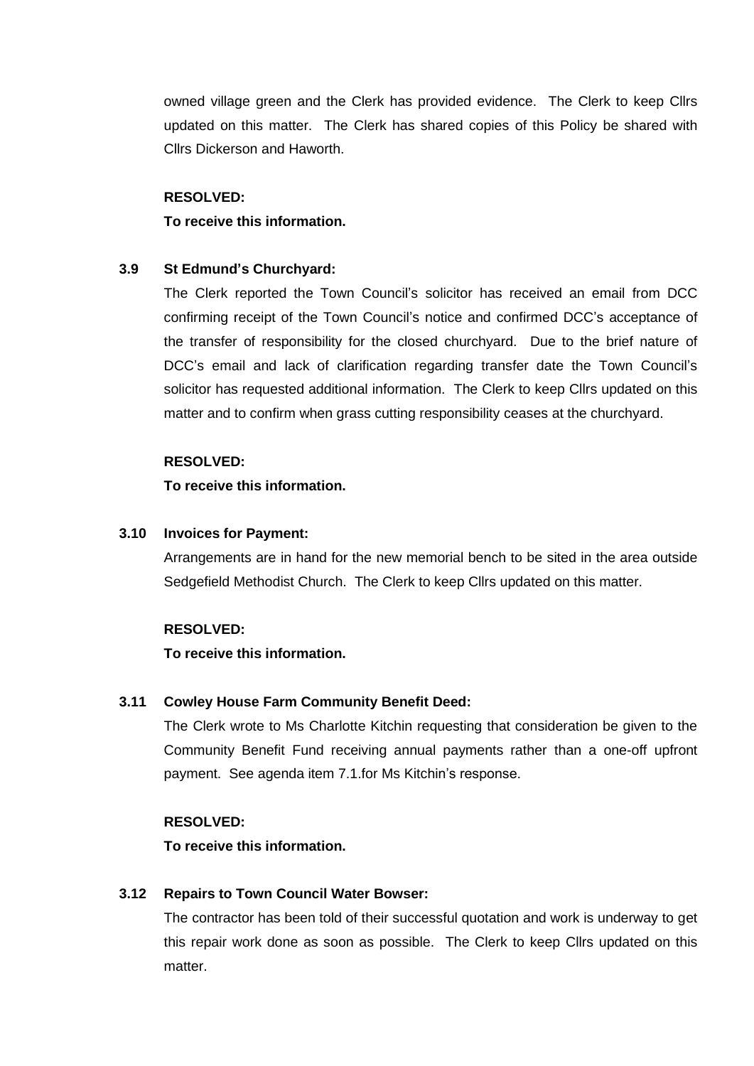owned village green and the Clerk has provided evidence. The Clerk to keep Cllrs updated on this matter. The Clerk has shared copies of this Policy be shared with Cllrs Dickerson and Haworth.

**RESOLVED:**
**To receive this information.**

**3.9 St Edmund's Churchyard:**

The Clerk reported the Town Council's solicitor has received an email from DCC confirming receipt of the Town Council's notice and confirmed DCC's acceptance of the transfer of responsibility for the closed churchyard. Due to the brief nature of DCC's email and lack of clarification regarding transfer date the Town Council's solicitor has requested additional information. The Clerk to keep Cllrs updated on this matter and to confirm when grass cutting responsibility ceases at the churchyard.

**RESOLVED:**
**To receive this information.**

**3.10 Invoices for Payment:**

Arrangements are in hand for the new memorial bench to be sited in the area outside Sedgefield Methodist Church. The Clerk to keep Cllrs updated on this matter.

**RESOLVED:**
**To receive this information.**

**3.11 Cowley House Farm Community Benefit Deed:**

The Clerk wrote to Ms Charlotte Kitchin requesting that consideration be given to the Community Benefit Fund receiving annual payments rather than a one-off upfront payment. See agenda item 7.1.for Ms Kitchin's response.

**RESOLVED:**
**To receive this information.**

**3.12 Repairs to Town Council Water Bowser:**

The contractor has been told of their successful quotation and work is underway to get this repair work done as soon as possible. The Clerk to keep Cllrs updated on this matter.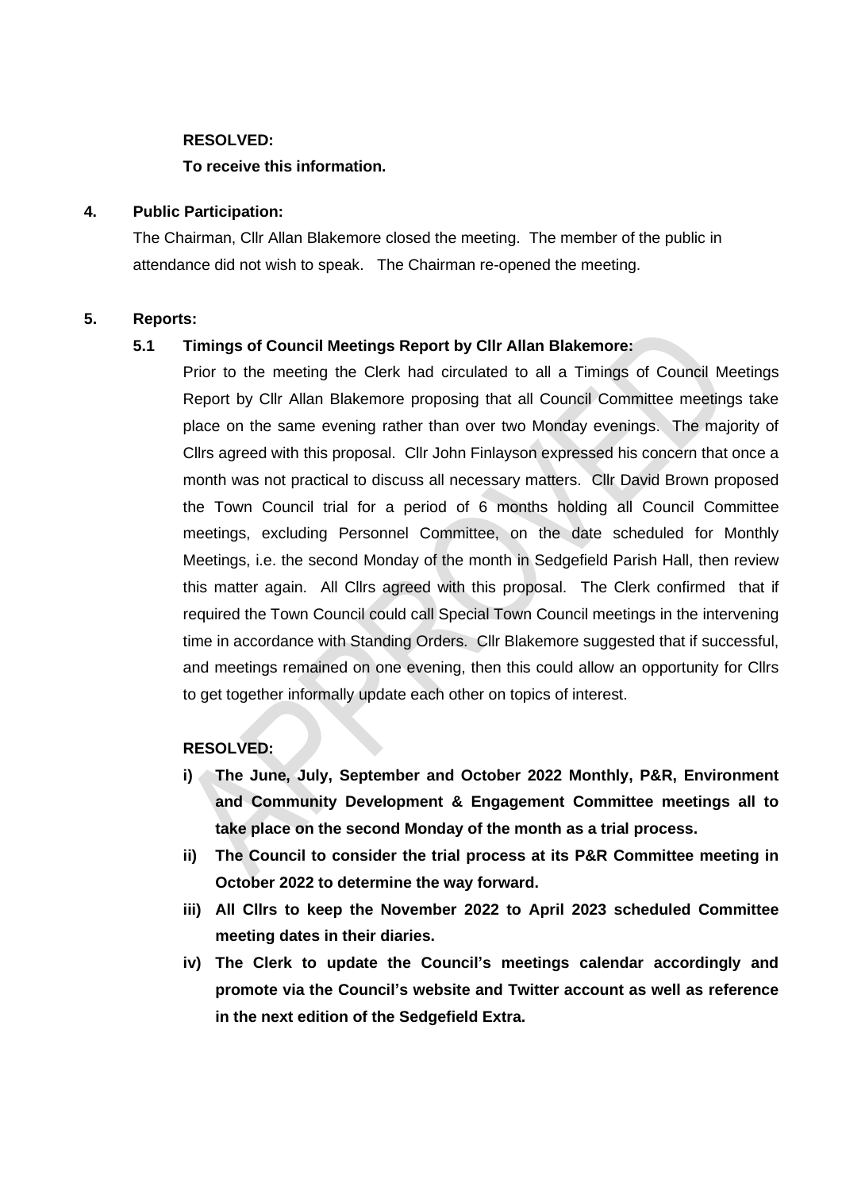**RESOLVED:**

**To receive this information.**

**4. Public Participation:**

The Chairman, Cllr Allan Blakemore closed the meeting. The member of the public in attendance did not wish to speak. The Chairman re-opened the meeting.

**5. Reports:**

**5.1 Timings of Council Meetings Report by Cllr Allan Blakemore:**

Prior to the meeting the Clerk had circulated to all a Timings of Council Meetings Report by Cllr Allan Blakemore proposing that all Council Committee meetings take place on the same evening rather than over two Monday evenings. The majority of Cllrs agreed with this proposal. Cllr John Finlayson expressed his concern that once a month was not practical to discuss all necessary matters. Cllr David Brown proposed the Town Council trial for a period of 6 months holding all Council Committee meetings, excluding Personnel Committee, on the date scheduled for Monthly Meetings, i.e. the second Monday of the month in Sedgefield Parish Hall, then review this matter again. All Cllrs agreed with this proposal. The Clerk confirmed that if required the Town Council could call Special Town Council meetings in the intervening time in accordance with Standing Orders. Cllr Blakemore suggested that if successful, and meetings remained on one evening, then this could allow an opportunity for Cllrs to get together informally update each other on topics of interest.

**RESOLVED:**

- **i) The June, July, September and October 2022 Monthly, P&R, Environment and Community Development & Engagement Committee meetings all to take place on the second Monday of the month as a trial process.**
- **ii) The Council to consider the trial process at its P&R Committee meeting in October 2022 to determine the way forward.**
- **iii) All Cllrs to keep the November 2022 to April 2023 scheduled Committee meeting dates in their diaries.**
- **iv) The Clerk to update the Council's meetings calendar accordingly and promote via the Council's website and Twitter account as well as reference in the next edition of the Sedgefield Extra.**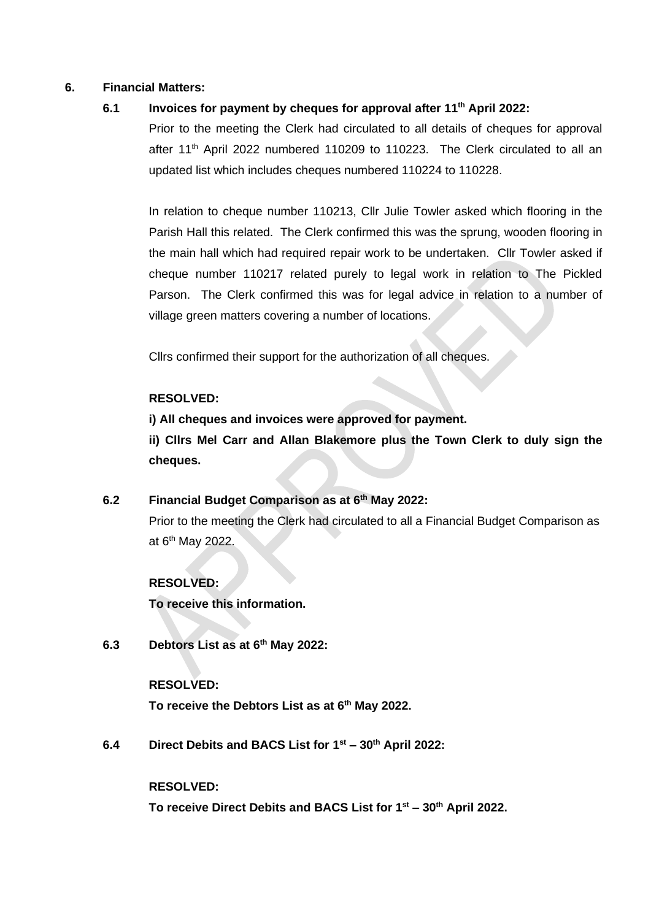## 6. Financial Matters:

### 6.1 Invoices for payment by cheques for approval after 11th April 2022:

Prior to the meeting the Clerk had circulated to all details of cheques for approval after 11th April 2022 numbered 110209 to 110223. The Clerk circulated to all an updated list which includes cheques numbered 110224 to 110228.

In relation to cheque number 110213, Cllr Julie Towler asked which flooring in the Parish Hall this related. The Clerk confirmed this was the sprung, wooden flooring in the main hall which had required repair work to be undertaken. Cllr Towler asked if cheque number 110217 related purely to legal work in relation to The Pickled Parson. The Clerk confirmed this was for legal advice in relation to a number of village green matters covering a number of locations.

Cllrs confirmed their support for the authorization of all cheques.

**RESOLVED:**

**i) All cheques and invoices were approved for payment.**

**ii) Cllrs Mel Carr and Allan Blakemore plus the Town Clerk to duly sign the cheques.**

### 6.2 Financial Budget Comparison as at 6th May 2022:

Prior to the meeting the Clerk had circulated to all a Financial Budget Comparison as at 6th May 2022.

**RESOLVED:**

**To receive this information.**

### 6.3 Debtors List as at 6th May 2022:

**RESOLVED:**

**To receive the Debtors List as at 6th May 2022.**

### 6.4 Direct Debits and BACS List for 1st – 30th April 2022:

**RESOLVED:**

**To receive Direct Debits and BACS List for 1st – 30th April 2022.**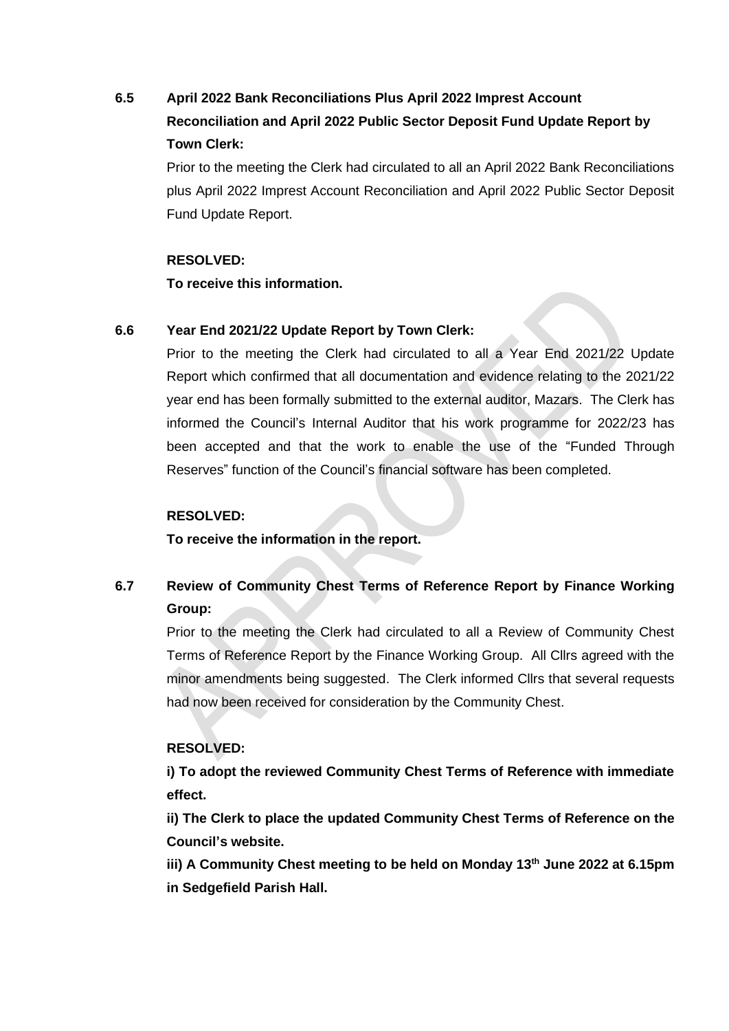**6.5 April 2022 Bank Reconciliations Plus April 2022 Imprest Account Reconciliation and April 2022 Public Sector Deposit Fund Update Report by Town Clerk:**

Prior to the meeting the Clerk had circulated to all an April 2022 Bank Reconciliations plus April 2022 Imprest Account Reconciliation and April 2022 Public Sector Deposit Fund Update Report.

**RESOLVED:**

**To receive this information.**

**6.6 Year End 2021/22 Update Report by Town Clerk:**

Prior to the meeting the Clerk had circulated to all a Year End 2021/22 Update Report which confirmed that all documentation and evidence relating to the 2021/22 year end has been formally submitted to the external auditor, Mazars. The Clerk has informed the Council's Internal Auditor that his work programme for 2022/23 has been accepted and that the work to enable the use of the "Funded Through Reserves" function of the Council's financial software has been completed.

**RESOLVED:**

**To receive the information in the report.**

**6.7 Review of Community Chest Terms of Reference Report by Finance Working Group:**

Prior to the meeting the Clerk had circulated to all a Review of Community Chest Terms of Reference Report by the Finance Working Group. All Cllrs agreed with the minor amendments being suggested. The Clerk informed Cllrs that several requests had now been received for consideration by the Community Chest.

**RESOLVED:**

**i) To adopt the reviewed Community Chest Terms of Reference with immediate effect.**

**ii) The Clerk to place the updated Community Chest Terms of Reference on the Council's website.**

**iii) A Community Chest meeting to be held on Monday 13th June 2022 at 6.15pm in Sedgefield Parish Hall.**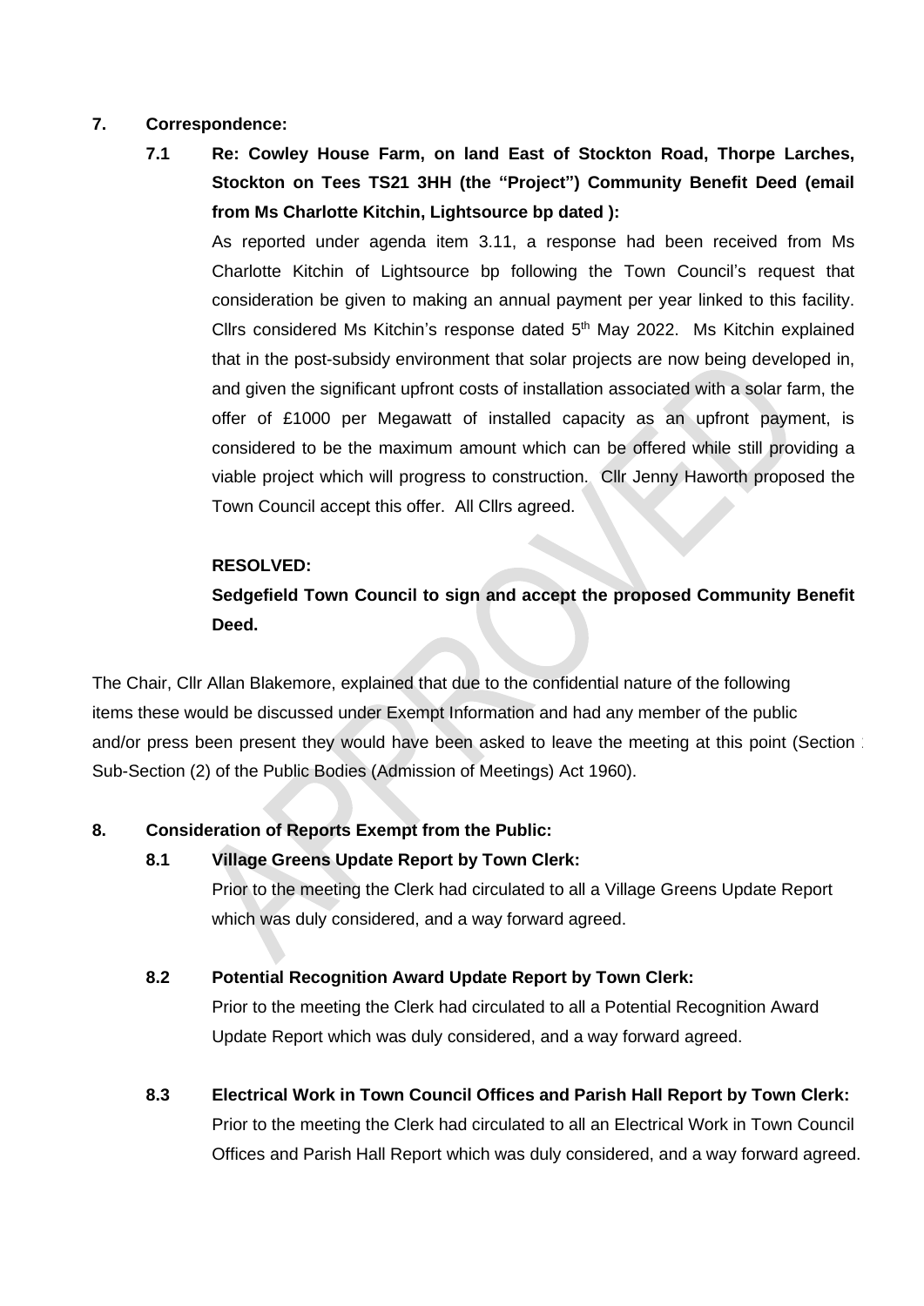**7. Correspondence:**

**7.1 Re: Cowley House Farm, on land East of Stockton Road, Thorpe Larches, Stockton on Tees TS21 3HH (the "Project") Community Benefit Deed (email from Ms Charlotte Kitchin, Lightsource bp dated ):**

As reported under agenda item 3.11, a response had been received from Ms Charlotte Kitchin of Lightsource bp following the Town Council's request that consideration be given to making an annual payment per year linked to this facility. Cllrs considered Ms Kitchin's response dated 5th May 2022. Ms Kitchin explained that in the post-subsidy environment that solar projects are now being developed in, and given the significant upfront costs of installation associated with a solar farm, the offer of £1000 per Megawatt of installed capacity as an upfront payment, is considered to be the maximum amount which can be offered while still providing a viable project which will progress to construction. Cllr Jenny Haworth proposed the Town Council accept this offer. All Cllrs agreed.

**RESOLVED:**

**Sedgefield Town Council to sign and accept the proposed Community Benefit Deed.**

The Chair, Cllr Allan Blakemore, explained that due to the confidential nature of the following items these would be discussed under Exempt Information and had any member of the public and/or press been present they would have been asked to leave the meeting at this point (Section 1 Sub-Section (2) of the Public Bodies (Admission of Meetings) Act 1960).

**8. Consideration of Reports Exempt from the Public:**

**8.1 Village Greens Update Report by Town Clerk:**

Prior to the meeting the Clerk had circulated to all a Village Greens Update Report which was duly considered, and a way forward agreed.

**8.2 Potential Recognition Award Update Report by Town Clerk:**

Prior to the meeting the Clerk had circulated to all a Potential Recognition Award Update Report which was duly considered, and a way forward agreed.

**8.3 Electrical Work in Town Council Offices and Parish Hall Report by Town Clerk:**

Prior to the meeting the Clerk had circulated to all an Electrical Work in Town Council Offices and Parish Hall Report which was duly considered, and a way forward agreed.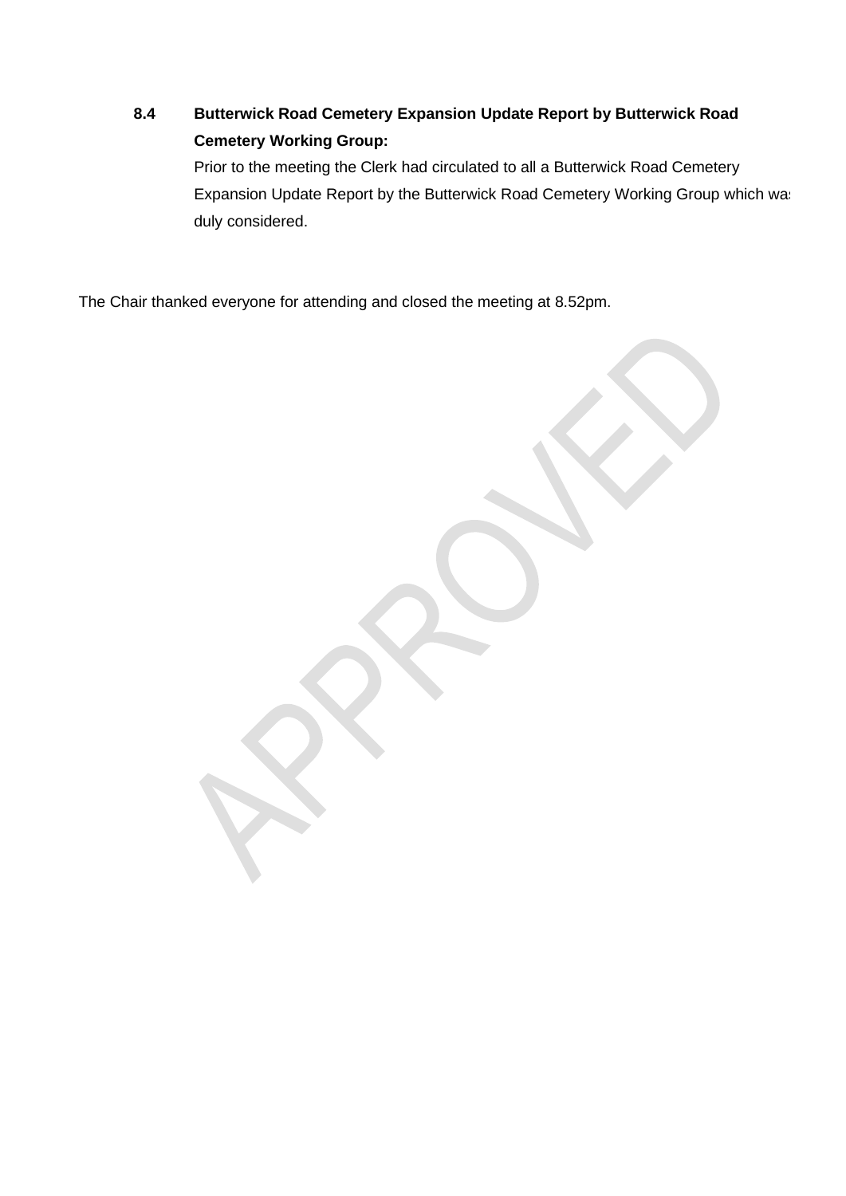**8.4 Butterwick Road Cemetery Expansion Update Report by Butterwick Road Cemetery Working Group:**

Prior to the meeting the Clerk had circulated to all a Butterwick Road Cemetery Expansion Update Report by the Butterwick Road Cemetery Working Group which was duly considered.

The Chair thanked everyone for attending and closed the meeting at 8.52pm.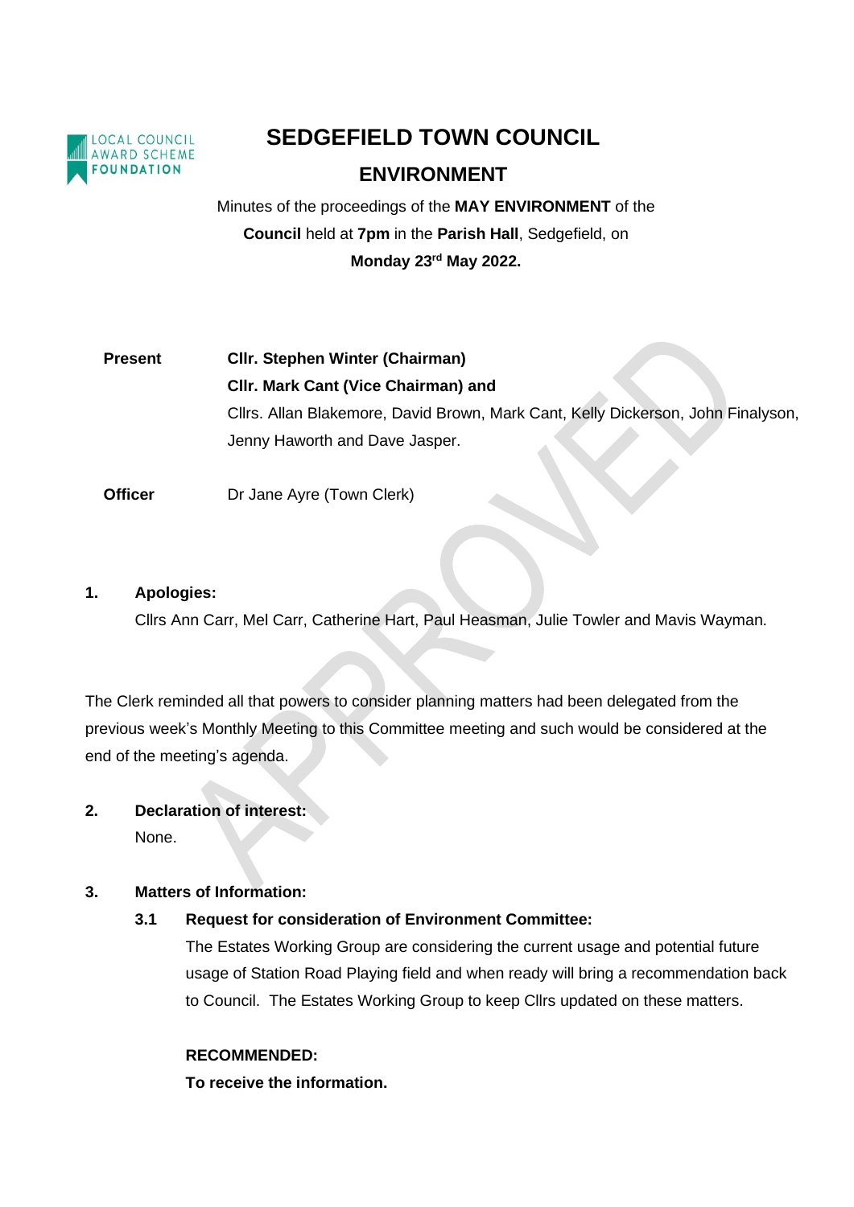# SEDGEFIELD TOWN COUNCIL

## ENVIRONMENT

Minutes of the proceedings of the **MAY ENVIRONMENT** of the **Council** held at **7pm** in the **Parish Hall**, Sedgefield, on **Monday 23rd May 2022.**

**Present** **Cllr. Stephen Winter (Chairman)**
**Cllr. Mark Cant (Vice Chairman) and**
Cllrs. Allan Blakemore, David Brown, Mark Cant, Kelly Dickerson, John Finalyson, Jenny Haworth and Dave Jasper.

**Officer** Dr Jane Ayre (Town Clerk)

**1. Apologies:**

Cllrs Ann Carr, Mel Carr, Catherine Hart, Paul Heasman, Julie Towler and Mavis Wayman.

The Clerk reminded all that powers to consider planning matters had been delegated from the previous week's Monthly Meeting to this Committee meeting and such would be considered at the end of the meeting's agenda.

**2. Declaration of interest:**

None.

**3. Matters of Information:**

**3.1 Request for consideration of Environment Committee:**

The Estates Working Group are considering the current usage and potential future usage of Station Road Playing field and when ready will bring a recommendation back to Council. The Estates Working Group to keep Cllrs updated on these matters.

**RECOMMENDED:**

**To receive the information.**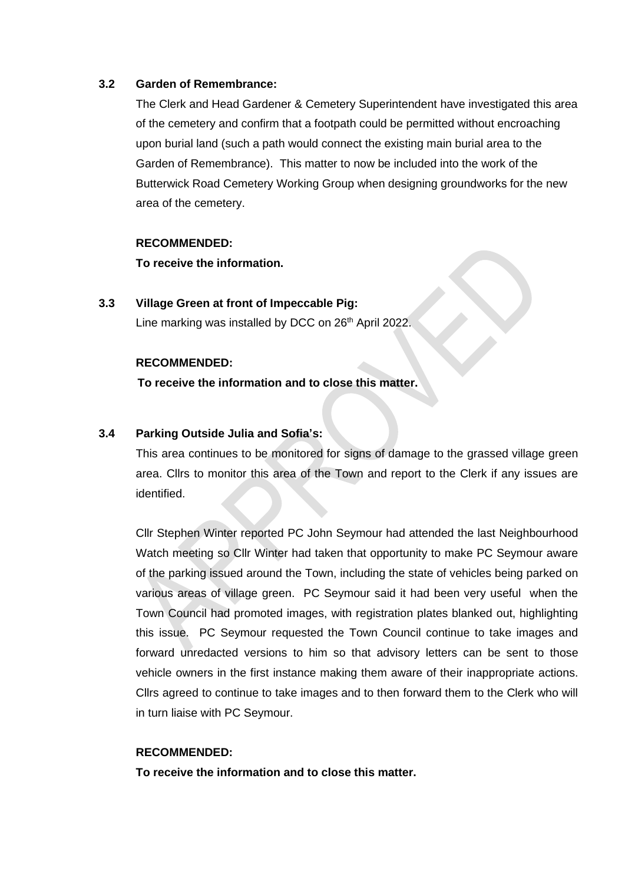**3.2 Garden of Remembrance:**

The Clerk and Head Gardener & Cemetery Superintendent have investigated this area of the cemetery and confirm that a footpath could be permitted without encroaching upon burial land (such a path would connect the existing main burial area to the Garden of Remembrance). This matter to now be included into the work of the Butterwick Road Cemetery Working Group when designing groundworks for the new area of the cemetery.

**RECOMMENDED:**

**To receive the information.**

**3.3 Village Green at front of Impeccable Pig:**

Line marking was installed by DCC on 26th April 2022.

**RECOMMENDED:**

**To receive the information and to close this matter.**

**3.4 Parking Outside Julia and Sofia's:**

This area continues to be monitored for signs of damage to the grassed village green area. Cllrs to monitor this area of the Town and report to the Clerk if any issues are identified.

Cllr Stephen Winter reported PC John Seymour had attended the last Neighbourhood Watch meeting so Cllr Winter had taken that opportunity to make PC Seymour aware of the parking issued around the Town, including the state of vehicles being parked on various areas of village green. PC Seymour said it had been very useful when the Town Council had promoted images, with registration plates blanked out, highlighting this issue. PC Seymour requested the Town Council continue to take images and forward unredacted versions to him so that advisory letters can be sent to those vehicle owners in the first instance making them aware of their inappropriate actions. Cllrs agreed to continue to take images and to then forward them to the Clerk who will in turn liaise with PC Seymour.

**RECOMMENDED:**

**To receive the information and to close this matter.**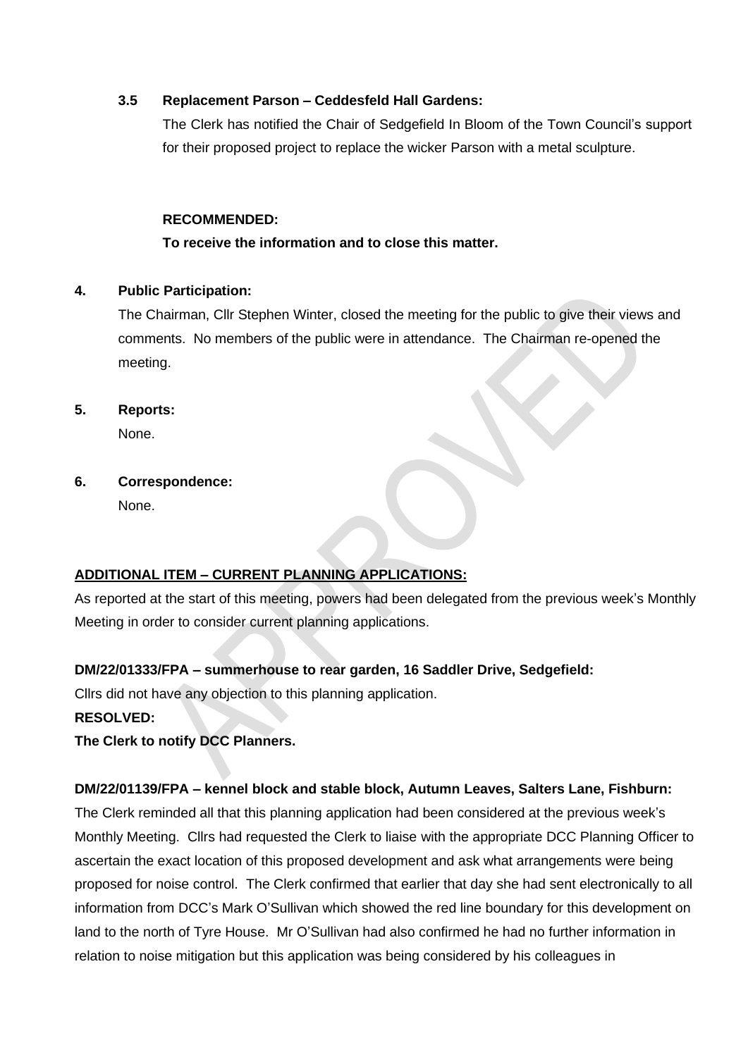**3.5 Replacement Parson – Ceddesfeld Hall Gardens:**

The Clerk has notified the Chair of Sedgefield In Bloom of the Town Council's support for their proposed project to replace the wicker Parson with a metal sculpture.

**RECOMMENDED:**

**To receive the information and to close this matter.**

**4. Public Participation:**

The Chairman, Cllr Stephen Winter, closed the meeting for the public to give their views and comments. No members of the public were in attendance. The Chairman re-opened the meeting.

**5. Reports:**

None.

**6. Correspondence:**

None.

**ADDITIONAL ITEM – CURRENT PLANNING APPLICATIONS:**

As reported at the start of this meeting, powers had been delegated from the previous week's Monthly Meeting in order to consider current planning applications.

**DM/22/01333/FPA – summerhouse to rear garden, 16 Saddler Drive, Sedgefield:**

Cllrs did not have any objection to this planning application.

**RESOLVED:**

**The Clerk to notify DCC Planners.**

**DM/22/01139/FPA – kennel block and stable block, Autumn Leaves, Salters Lane, Fishburn:**

The Clerk reminded all that this planning application had been considered at the previous week's Monthly Meeting. Cllrs had requested the Clerk to liaise with the appropriate DCC Planning Officer to ascertain the exact location of this proposed development and ask what arrangements were being proposed for noise control. The Clerk confirmed that earlier that day she had sent electronically to all information from DCC's Mark O'Sullivan which showed the red line boundary for this development on land to the north of Tyre House. Mr O'Sullivan had also confirmed he had no further information in relation to noise mitigation but this application was being considered by his colleagues in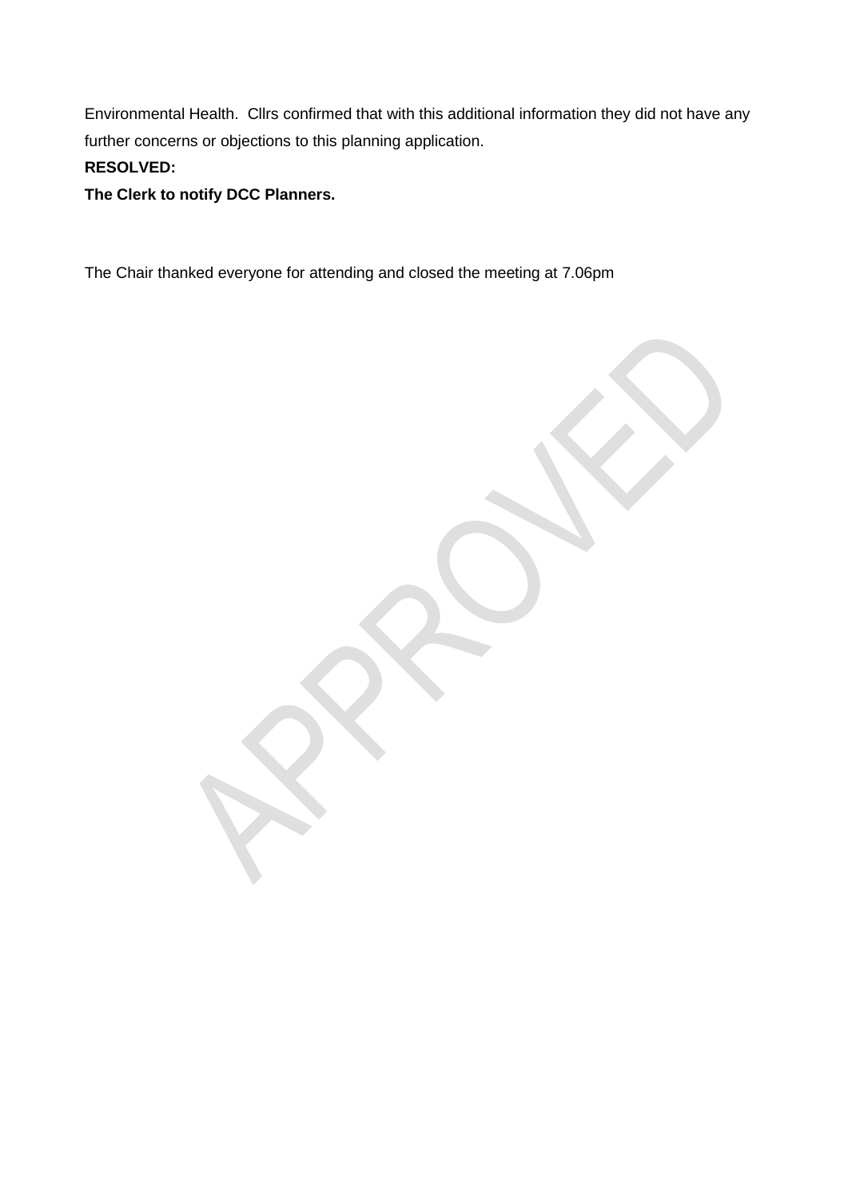Environmental Health.  Cllrs confirmed that with this additional information they did not have any further concerns or objections to this planning application.

**RESOLVED:**

**The Clerk to notify DCC Planners.**

The Chair thanked everyone for attending and closed the meeting at 7.06pm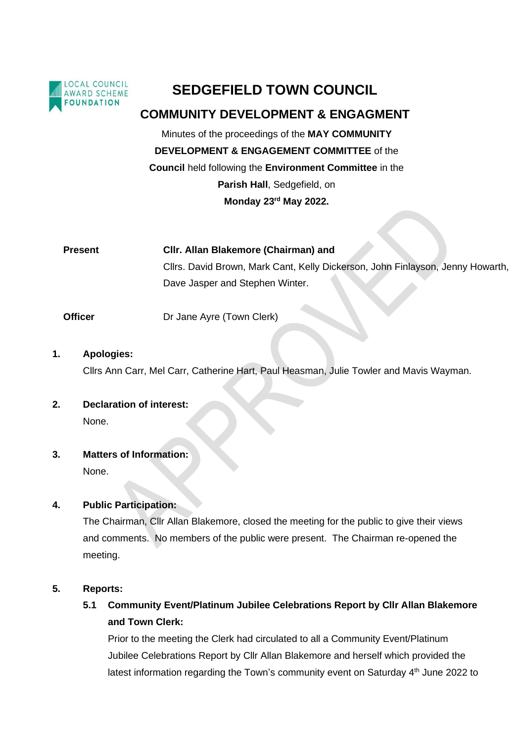# SEDGEFIELD TOWN COUNCIL

## COMMUNITY DEVELOPMENT & ENGAGMENT

Minutes of the proceedings of the **MAY COMMUNITY DEVELOPMENT & ENGAGEMENT COMMITTEE** of the **Council** held following the **Environment Committee** in the **Parish Hall**, Sedgefield, on **Monday 23rd May 2022.**

| | |
|---|---|
| **Present** | **Cllr. Allan Blakemore (Chairman) and** Cllrs. David Brown, Mark Cant, Kelly Dickerson, John Finlayson, Jenny Howarth, Dave Jasper and Stephen Winter. |
| **Officer** | Dr Jane Ayre (Town Clerk) |

**1. Apologies:**

Cllrs Ann Carr, Mel Carr, Catherine Hart, Paul Heasman, Julie Towler and Mavis Wayman.

**2. Declaration of interest:**

None.

**3. Matters of Information:**

None.

**4. Public Participation:**

The Chairman, Cllr Allan Blakemore, closed the meeting for the public to give their views and comments. No members of the public were present. The Chairman re-opened the meeting.

**5. Reports:**

**5.1 Community Event/Platinum Jubilee Celebrations Report by Cllr Allan Blakemore and Town Clerk:**

Prior to the meeting the Clerk had circulated to all a Community Event/Platinum Jubilee Celebrations Report by Cllr Allan Blakemore and herself which provided the latest information regarding the Town's community event on Saturday 4th June 2022 to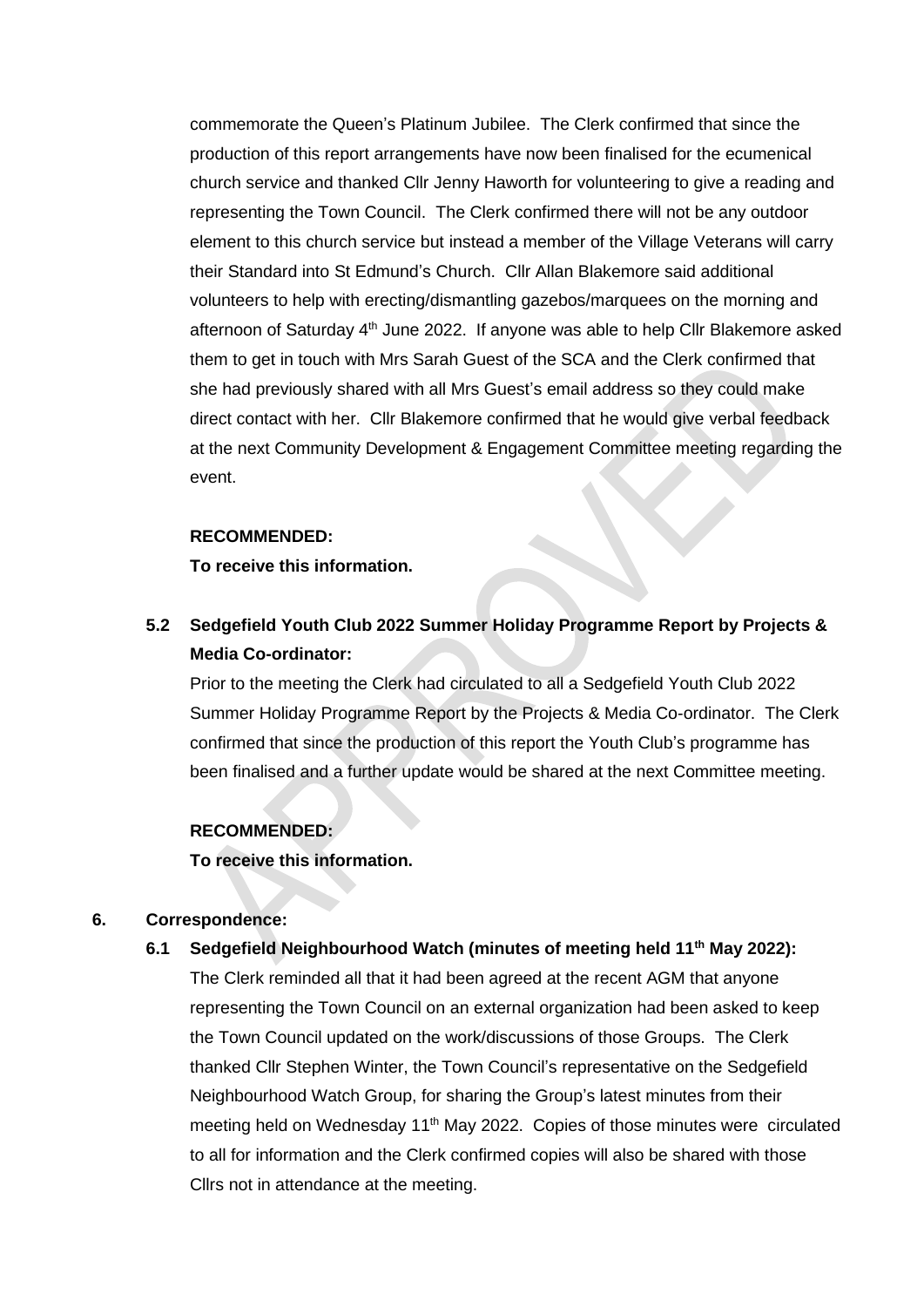commemorate the Queen's Platinum Jubilee. The Clerk confirmed that since the production of this report arrangements have now been finalised for the ecumenical church service and thanked Cllr Jenny Haworth for volunteering to give a reading and representing the Town Council. The Clerk confirmed there will not be any outdoor element to this church service but instead a member of the Village Veterans will carry their Standard into St Edmund's Church. Cllr Allan Blakemore said additional volunteers to help with erecting/dismantling gazebos/marquees on the morning and afternoon of Saturday 4th June 2022. If anyone was able to help Cllr Blakemore asked them to get in touch with Mrs Sarah Guest of the SCA and the Clerk confirmed that she had previously shared with all Mrs Guest's email address so they could make direct contact with her. Cllr Blakemore confirmed that he would give verbal feedback at the next Community Development & Engagement Committee meeting regarding the event.

**RECOMMENDED:**
**To receive this information.**

### 5.2 Sedgefield Youth Club 2022 Summer Holiday Programme Report by Projects & Media Co-ordinator:

Prior to the meeting the Clerk had circulated to all a Sedgefield Youth Club 2022 Summer Holiday Programme Report by the Projects & Media Co-ordinator. The Clerk confirmed that since the production of this report the Youth Club's programme has been finalised and a further update would be shared at the next Committee meeting.

**RECOMMENDED:**
**To receive this information.**

## 6. Correspondence:

### 6.1 Sedgefield Neighbourhood Watch (minutes of meeting held 11th May 2022):

The Clerk reminded all that it had been agreed at the recent AGM that anyone representing the Town Council on an external organization had been asked to keep the Town Council updated on the work/discussions of those Groups. The Clerk thanked Cllr Stephen Winter, the Town Council's representative on the Sedgefield Neighbourhood Watch Group, for sharing the Group's latest minutes from their meeting held on Wednesday 11th May 2022. Copies of those minutes were circulated to all for information and the Clerk confirmed copies will also be shared with those Cllrs not in attendance at the meeting.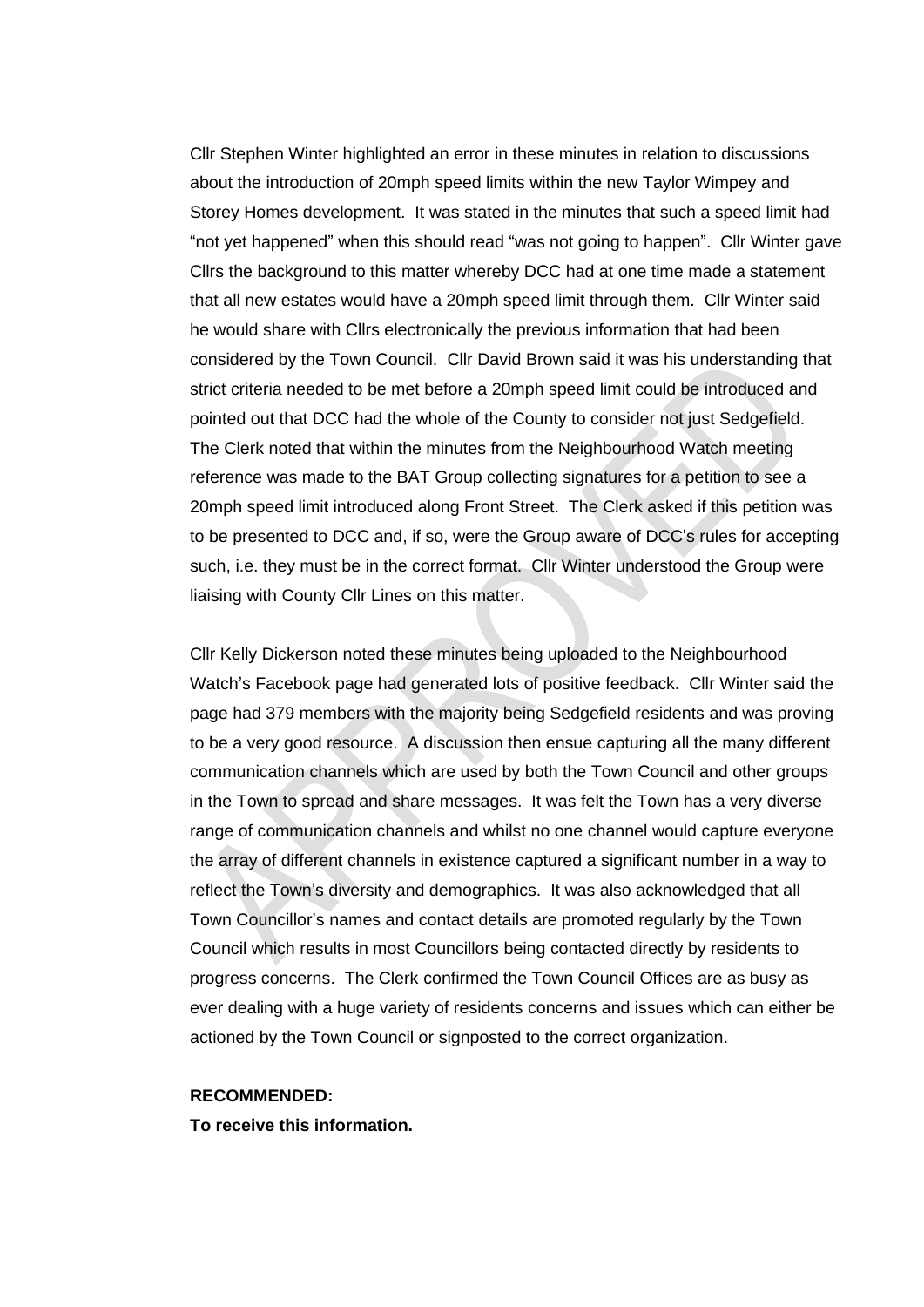Cllr Stephen Winter highlighted an error in these minutes in relation to discussions about the introduction of 20mph speed limits within the new Taylor Wimpey and Storey Homes development. It was stated in the minutes that such a speed limit had "not yet happened" when this should read "was not going to happen". Cllr Winter gave Cllrs the background to this matter whereby DCC had at one time made a statement that all new estates would have a 20mph speed limit through them. Cllr Winter said he would share with Cllrs electronically the previous information that had been considered by the Town Council. Cllr David Brown said it was his understanding that strict criteria needed to be met before a 20mph speed limit could be introduced and pointed out that DCC had the whole of the County to consider not just Sedgefield. The Clerk noted that within the minutes from the Neighbourhood Watch meeting reference was made to the BAT Group collecting signatures for a petition to see a 20mph speed limit introduced along Front Street. The Clerk asked if this petition was to be presented to DCC and, if so, were the Group aware of DCC's rules for accepting such, i.e. they must be in the correct format. Cllr Winter understood the Group were liaising with County Cllr Lines on this matter.

Cllr Kelly Dickerson noted these minutes being uploaded to the Neighbourhood Watch's Facebook page had generated lots of positive feedback. Cllr Winter said the page had 379 members with the majority being Sedgefield residents and was proving to be a very good resource. A discussion then ensue capturing all the many different communication channels which are used by both the Town Council and other groups in the Town to spread and share messages. It was felt the Town has a very diverse range of communication channels and whilst no one channel would capture everyone the array of different channels in existence captured a significant number in a way to reflect the Town's diversity and demographics. It was also acknowledged that all Town Councillor's names and contact details are promoted regularly by the Town Council which results in most Councillors being contacted directly by residents to progress concerns. The Clerk confirmed the Town Council Offices are as busy as ever dealing with a huge variety of residents concerns and issues which can either be actioned by the Town Council or signposted to the correct organization.

**RECOMMENDED:**
**To receive this information.**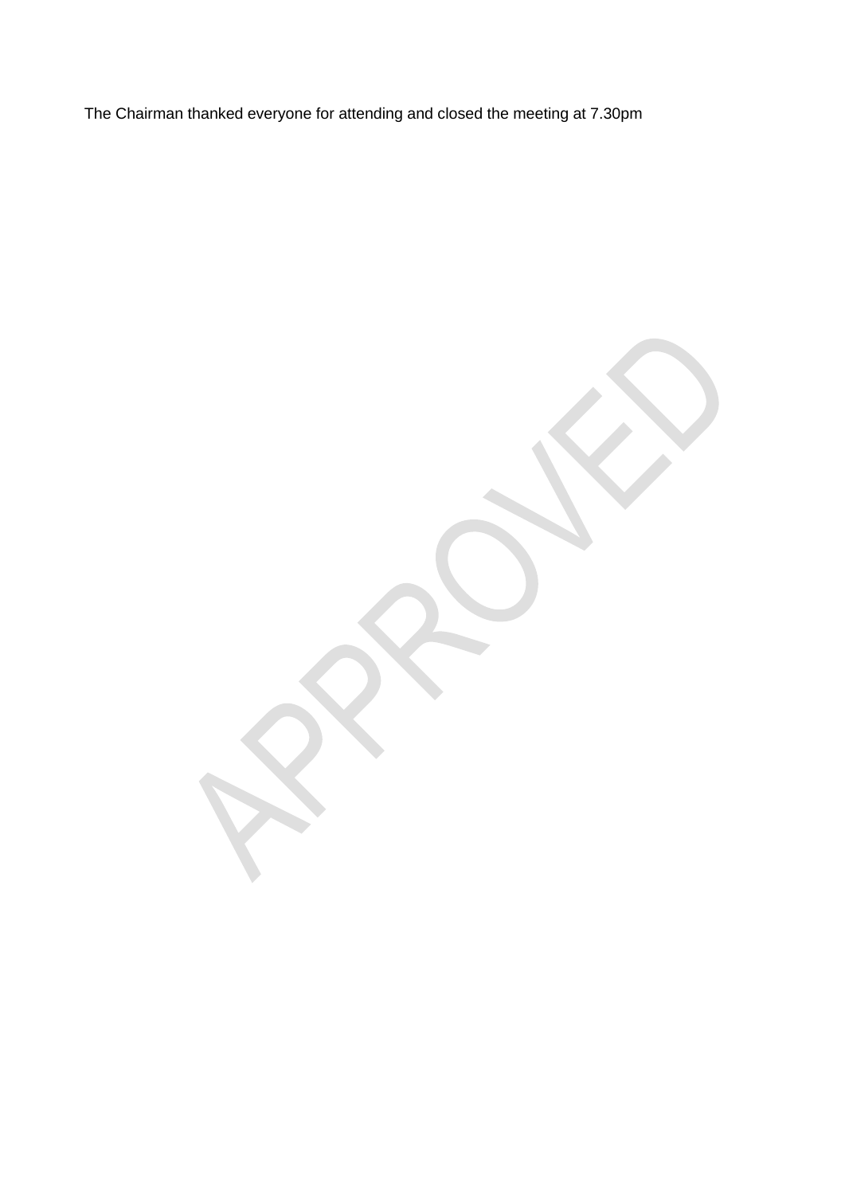The Chairman thanked everyone for attending and closed the meeting at 7.30pm

APPROVED